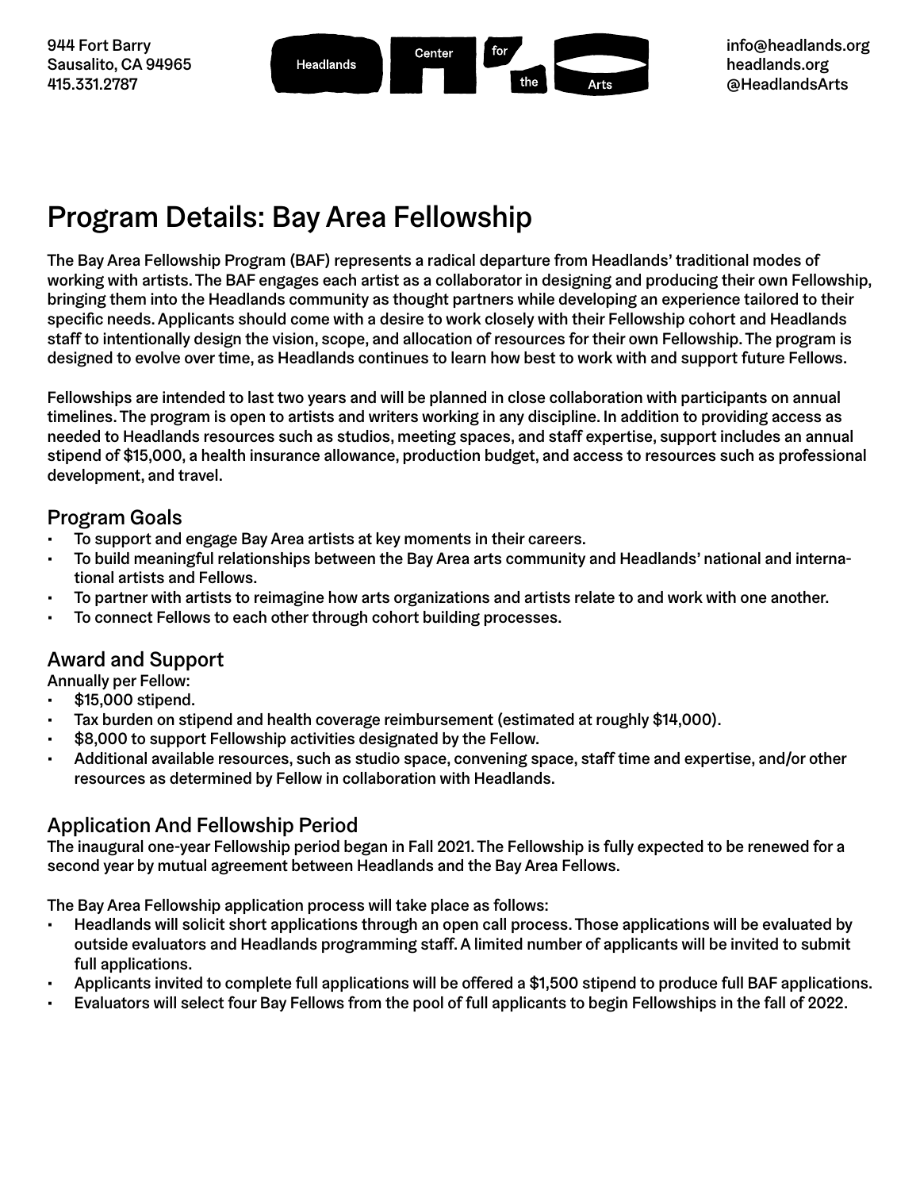944 Fort Barry
Sausalito, CA 94965
415.331.2787

Headlands Center for the Arts

info@headlands.org
headlands.org
@HeadlandsArts

# Program Details: Bay Area Fellowship

The Bay Area Fellowship Program (BAF) represents a radical departure from Headlands' traditional modes of working with artists. The BAF engages each artist as a collaborator in designing and producing their own Fellowship, bringing them into the Headlands community as thought partners while developing an experience tailored to their specific needs. Applicants should come with a desire to work closely with their Fellowship cohort and Headlands staff to intentionally design the vision, scope, and allocation of resources for their own Fellowship. The program is designed to evolve over time, as Headlands continues to learn how best to work with and support future Fellows.

Fellowships are intended to last two years and will be planned in close collaboration with participants on annual timelines. The program is open to artists and writers working in any discipline. In addition to providing access as needed to Headlands resources such as studios, meeting spaces, and staff expertise, support includes an annual stipend of $15,000, a health insurance allowance, production budget, and access to resources such as professional development, and travel.

## Program Goals

- To support and engage Bay Area artists at key moments in their careers.
- To build meaningful relationships between the Bay Area arts community and Headlands' national and international artists and Fellows.
- To partner with artists to reimagine how arts organizations and artists relate to and work with one another.
- To connect Fellows to each other through cohort building processes.

## Award and Support

Annually per Fellow:

- $15,000 stipend.
- Tax burden on stipend and health coverage reimbursement (estimated at roughly $14,000).
- $8,000 to support Fellowship activities designated by the Fellow.
- Additional available resources, such as studio space, convening space, staff time and expertise, and/or other resources as determined by Fellow in collaboration with Headlands.

## Application And Fellowship Period

The inaugural one-year Fellowship period began in Fall 2021. The Fellowship is fully expected to be renewed for a second year by mutual agreement between Headlands and the Bay Area Fellows.

The Bay Area Fellowship application process will take place as follows:

- Headlands will solicit short applications through an open call process. Those applications will be evaluated by outside evaluators and Headlands programming staff. A limited number of applicants will be invited to submit full applications.
- Applicants invited to complete full applications will be offered a $1,500 stipend to produce full BAF applications.
- Evaluators will select four Bay Fellows from the pool of full applicants to begin Fellowships in the fall of 2022.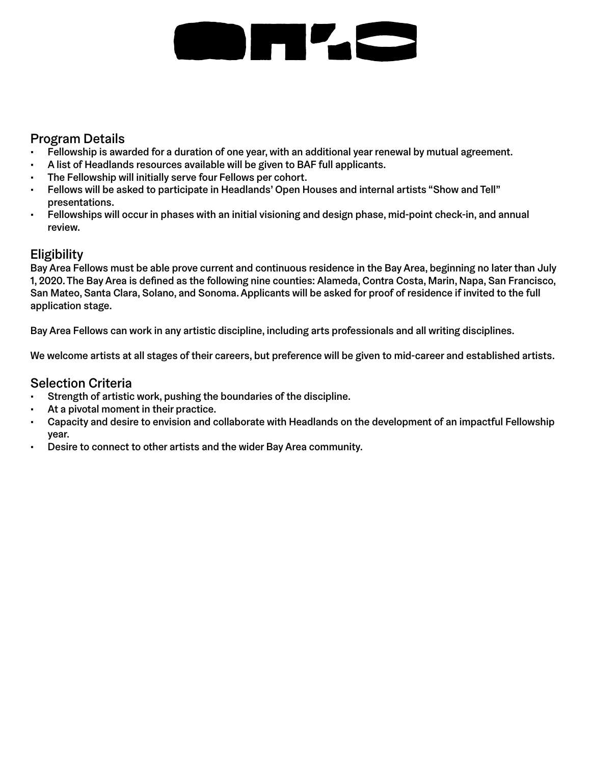## Program Details

- Fellowship is awarded for a duration of one year, with an additional year renewal by mutual agreement.
- A list of Headlands resources available will be given to BAF full applicants.
- The Fellowship will initially serve four Fellows per cohort.
- Fellows will be asked to participate in Headlands' Open Houses and internal artists "Show and Tell" presentations.
- Fellowships will occur in phases with an initial visioning and design phase, mid-point check-in, and annual review.

## Eligibility

Bay Area Fellows must be able prove current and continuous residence in the Bay Area, beginning no later than July 1, 2020. The Bay Area is defined as the following nine counties: Alameda, Contra Costa, Marin, Napa, San Francisco, San Mateo, Santa Clara, Solano, and Sonoma. Applicants will be asked for proof of residence if invited to the full application stage.

Bay Area Fellows can work in any artistic discipline, including arts professionals and all writing disciplines.

We welcome artists at all stages of their careers, but preference will be given to mid-career and established artists.

## Selection Criteria

- Strength of artistic work, pushing the boundaries of the discipline.
- At a pivotal moment in their practice.
- Capacity and desire to envision and collaborate with Headlands on the development of an impactful Fellowship year.
- Desire to connect to other artists and the wider Bay Area community.